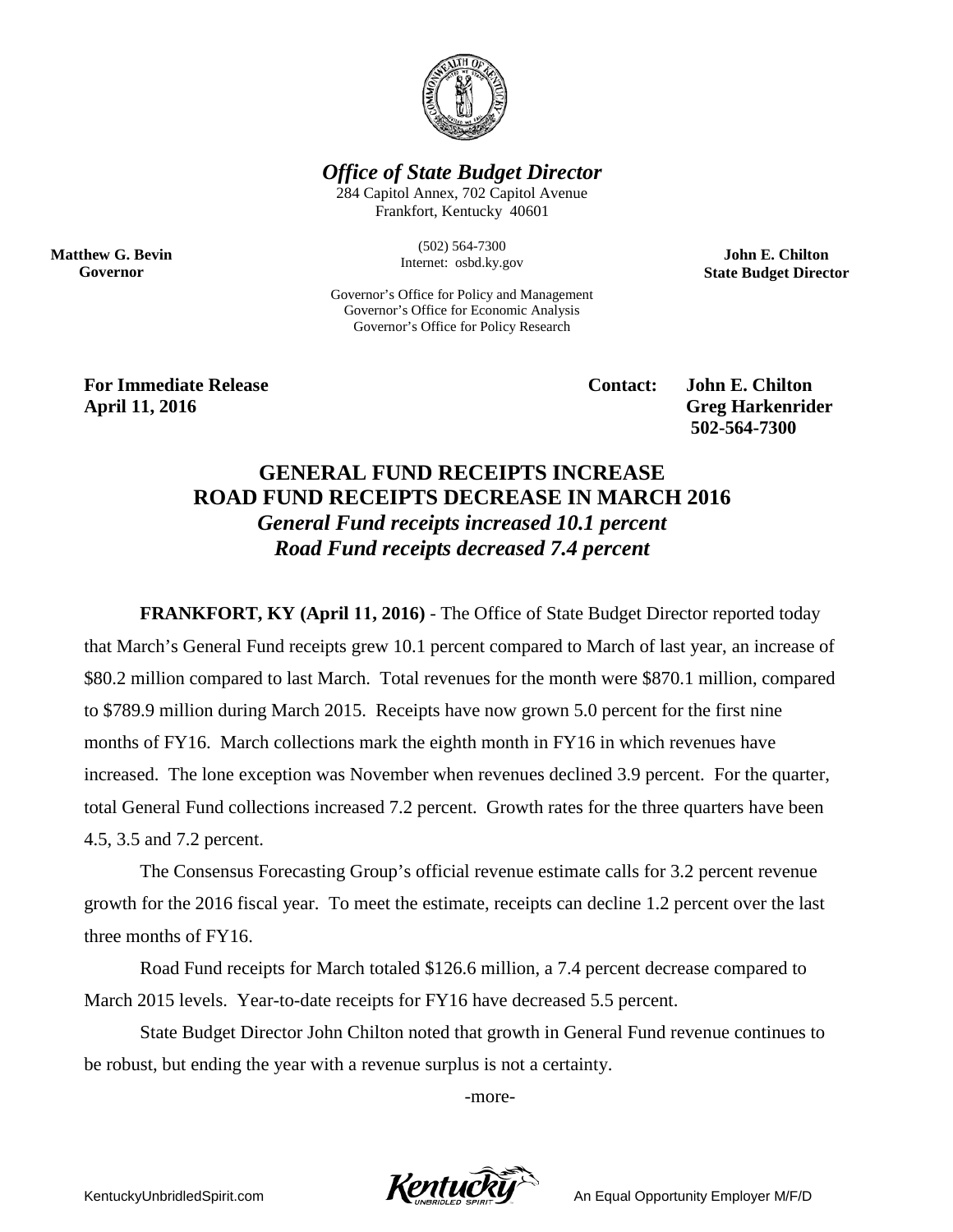***Office of State Budget Director***

284 Capitol Annex, 702 Capitol Avenue
Frankfort, Kentucky 40601

(502) 564-7300
Internet: osbd.ky.gov

**Matthew G. Bevin**
**Governor**

**John E. Chilton**
**State Budget Director**

Governor's Office for Policy and Management
Governor's Office for Economic Analysis
Governor's Office for Policy Research

**For Immediate Release**
**April 11, 2016**

**Contact: John E. Chilton**
**Greg Harkenrider**
**502-564-7300**

# GENERAL FUND RECEIPTS INCREASE ROAD FUND RECEIPTS DECREASE IN MARCH 2016

***General Fund receipts increased 10.1 percent***
***Road Fund receipts decreased 7.4 percent***

**FRANKFORT, KY (April 11, 2016)** - The Office of State Budget Director reported today that March's General Fund receipts grew 10.1 percent compared to March of last year, an increase of $80.2 million compared to last March. Total revenues for the month were $870.1 million, compared to $789.9 million during March 2015. Receipts have now grown 5.0 percent for the first nine months of FY16. March collections mark the eighth month in FY16 in which revenues have increased. The lone exception was November when revenues declined 3.9 percent. For the quarter, total General Fund collections increased 7.2 percent. Growth rates for the three quarters have been 4.5, 3.5 and 7.2 percent.

The Consensus Forecasting Group's official revenue estimate calls for 3.2 percent revenue growth for the 2016 fiscal year. To meet the estimate, receipts can decline 1.2 percent over the last three months of FY16.

Road Fund receipts for March totaled $126.6 million, a 7.4 percent decrease compared to March 2015 levels. Year-to-date receipts for FY16 have decreased 5.5 percent.

State Budget Director John Chilton noted that growth in General Fund revenue continues to be robust, but ending the year with a revenue surplus is not a certainty.

-more-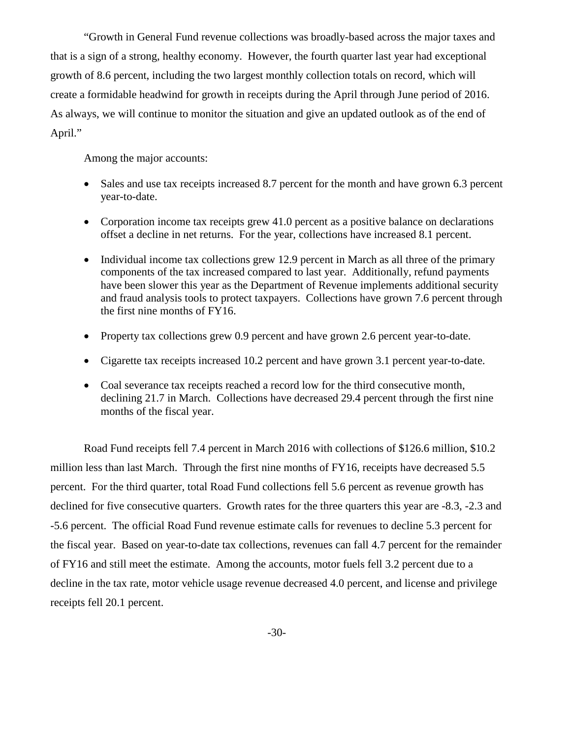"Growth in General Fund revenue collections was broadly-based across the major taxes and that is a sign of a strong, healthy economy. However, the fourth quarter last year had exceptional growth of 8.6 percent, including the two largest monthly collection totals on record, which will create a formidable headwind for growth in receipts during the April through June period of 2016. As always, we will continue to monitor the situation and give an updated outlook as of the end of April."

Among the major accounts:

- Sales and use tax receipts increased 8.7 percent for the month and have grown 6.3 percent year-to-date.
- Corporation income tax receipts grew 41.0 percent as a positive balance on declarations offset a decline in net returns. For the year, collections have increased 8.1 percent.
- Individual income tax collections grew 12.9 percent in March as all three of the primary components of the tax increased compared to last year. Additionally, refund payments have been slower this year as the Department of Revenue implements additional security and fraud analysis tools to protect taxpayers. Collections have grown 7.6 percent through the first nine months of FY16.
- Property tax collections grew 0.9 percent and have grown 2.6 percent year-to-date.
- Cigarette tax receipts increased 10.2 percent and have grown 3.1 percent year-to-date.
- Coal severance tax receipts reached a record low for the third consecutive month, declining 21.7 in March. Collections have decreased 29.4 percent through the first nine months of the fiscal year.

Road Fund receipts fell 7.4 percent in March 2016 with collections of $126.6 million, $10.2 million less than last March. Through the first nine months of FY16, receipts have decreased 5.5 percent. For the third quarter, total Road Fund collections fell 5.6 percent as revenue growth has declined for five consecutive quarters. Growth rates for the three quarters this year are -8.3, -2.3 and -5.6 percent. The official Road Fund revenue estimate calls for revenues to decline 5.3 percent for the fiscal year. Based on year-to-date tax collections, revenues can fall 4.7 percent for the remainder of FY16 and still meet the estimate. Among the accounts, motor fuels fell 3.2 percent due to a decline in the tax rate, motor vehicle usage revenue decreased 4.0 percent, and license and privilege receipts fell 20.1 percent.

-30-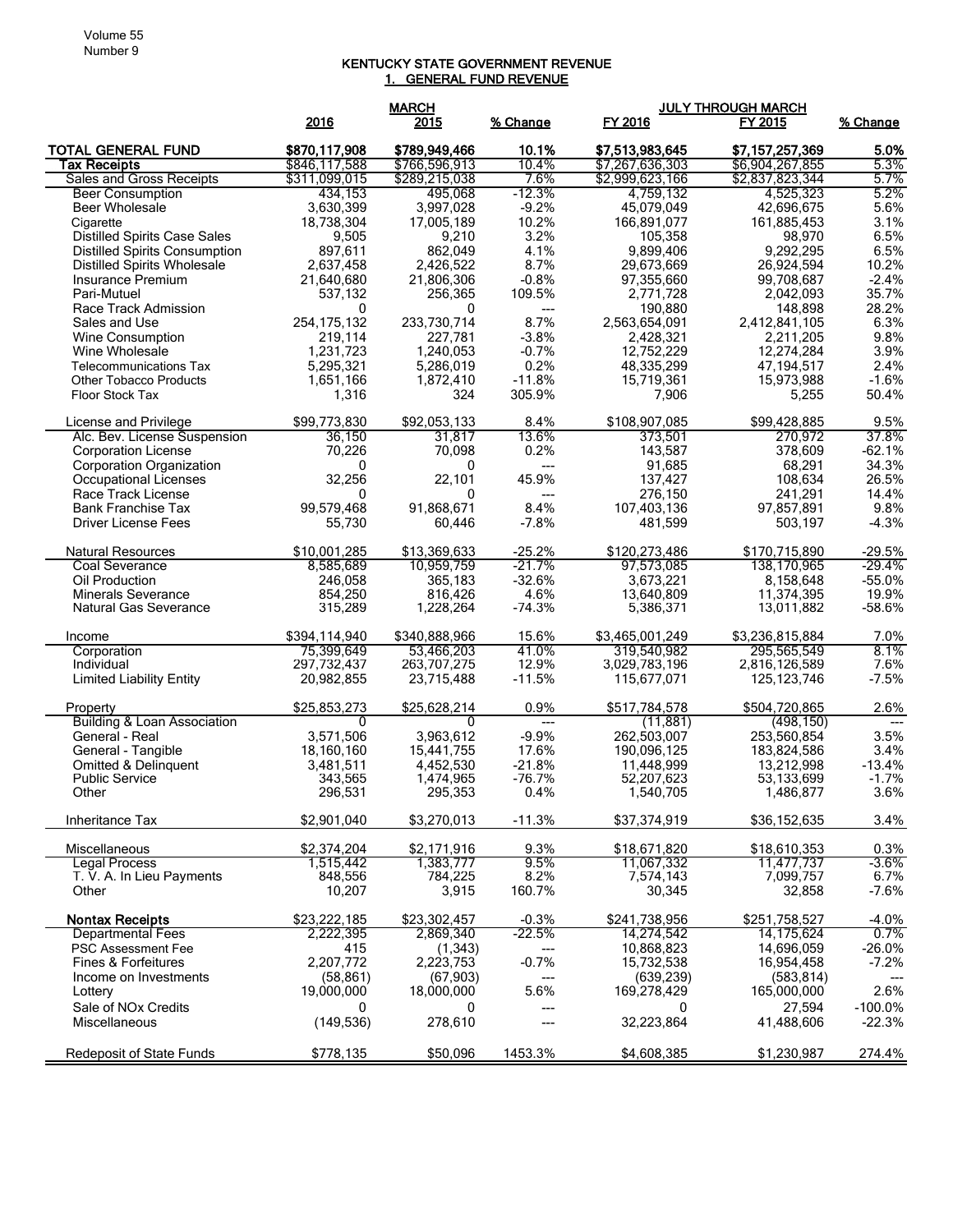# KENTUCKY STATE GOVERNMENT REVENUE

## 1. GENERAL FUND REVENUE

| | MARCH | | | JULY THROUGH MARCH | | |
|---|---|---|---|---|---|---|
| | 2016 | 2015 | % Change | FY 2016 | FY 2015 | % Change |
| **TOTAL GENERAL FUND** | **$870,117,908** | **$789,949,466** | **10.1%** | **$7,513,983,645** | **$7,157,257,369** | **5.0%** |
| **Tax Receipts** | $846,117,588 | $766,596,913 | 10.4% | $7,267,636,303 | $6,904,267,855 | 5.3% |
| Sales and Gross Receipts | $311,099,015 | $289,215,038 | 7.6% | $2,999,623,166 | $2,837,823,344 | 5.7% |
| Beer Consumption | 434,153 | 495,068 | -12.3% | 4,759,132 | 4,525,323 | 5.2% |
| Beer Wholesale | 3,630,399 | 3,997,028 | -9.2% | 45,079,049 | 42,696,675 | 5.6% |
| Cigarette | 18,738,304 | 17,005,189 | 10.2% | 166,891,077 | 161,885,453 | 3.1% |
| Distilled Spirits Case Sales | 9,505 | 9,210 | 3.2% | 105,358 | 98,970 | 6.5% |
| Distilled Spirits Consumption | 897,611 | 862,049 | 4.1% | 9,899,406 | 9,292,295 | 6.5% |
| Distilled Spirits Wholesale | 2,637,458 | 2,426,522 | 8.7% | 29,673,669 | 26,924,594 | 10.2% |
| Insurance Premium | 21,640,680 | 21,806,306 | -0.8% | 97,355,660 | 99,708,687 | -2.4% |
| Pari-Mutuel | 537,132 | 256,365 | 109.5% | 2,771,728 | 2,042,093 | 35.7% |
| Race Track Admission | 0 | 0 | --- | 190,880 | 148,898 | 28.2% |
| Sales and Use | 254,175,132 | 233,730,714 | 8.7% | 2,563,654,091 | 2,412,841,105 | 6.3% |
| Wine Consumption | 219,114 | 227,781 | -3.8% | 2,428,321 | 2,211,205 | 9.8% |
| Wine Wholesale | 1,231,723 | 1,240,053 | -0.7% | 12,752,229 | 12,274,284 | 3.9% |
| Telecommunications Tax | 5,295,321 | 5,286,019 | 0.2% | 48,335,299 | 47,194,517 | 2.4% |
| Other Tobacco Products | 1,651,166 | 1,872,410 | -11.8% | 15,719,361 | 15,973,988 | -1.6% |
| Floor Stock Tax | 1,316 | 324 | 305.9% | 7,906 | 5,255 | 50.4% |
| | | | | | | |
| License and Privilege | $99,773,830 | $92,053,133 | 8.4% | $108,907,085 | $99,428,885 | 9.5% |
| Alc. Bev. License Suspension | 36,150 | 31,817 | 13.6% | 373,501 | 270,972 | 37.8% |
| Corporation License | 70,226 | 70,098 | 0.2% | 143,587 | 378,609 | -62.1% |
| Corporation Organization | 0 | 0 | --- | 91,685 | 68,291 | 34.3% |
| Occupational Licenses | 32,256 | 22,101 | 45.9% | 137,427 | 108,634 | 26.5% |
| Race Track License | 0 | 0 | --- | 276,150 | 241,291 | 14.4% |
| Bank Franchise Tax | 99,579,468 | 91,868,671 | 8.4% | 107,403,136 | 97,857,891 | 9.8% |
| Driver License Fees | 55,730 | 60,446 | -7.8% | 481,599 | 503,197 | -4.3% |
| | | | | | | |
| Natural Resources | $10,001,285 | $13,369,633 | -25.2% | $120,273,486 | $170,715,890 | -29.5% |
| Coal Severance | 8,585,689 | 10,959,759 | -21.7% | 97,573,085 | 138,170,965 | -29.4% |
| Oil Production | 246,058 | 365,183 | -32.6% | 3,673,221 | 8,158,648 | -55.0% |
| Minerals Severance | 854,250 | 816,426 | 4.6% | 13,640,809 | 11,374,395 | 19.9% |
| Natural Gas Severance | 315,289 | 1,228,264 | -74.3% | 5,386,371 | 13,011,882 | -58.6% |
| | | | | | | |
| Income | $394,114,940 | $340,888,966 | 15.6% | $3,465,001,249 | $3,236,815,884 | 7.0% |
| Corporation | 75,399,649 | 53,466,203 | 41.0% | 319,540,982 | 295,565,549 | 8.1% |
| Individual | 297,732,437 | 263,707,275 | 12.9% | 3,029,783,196 | 2,816,126,589 | 7.6% |
| Limited Liability Entity | 20,982,855 | 23,715,488 | -11.5% | 115,677,071 | 125,123,746 | -7.5% |
| | | | | | | |
| Property | $25,853,273 | $25,628,214 | 0.9% | $517,784,578 | $504,720,865 | 2.6% |
| Building & Loan Association | 0 | 0 | --- | (11,881) | (498,150) | --- |
| General - Real | 3,571,506 | 3,963,612 | -9.9% | 262,503,007 | 253,560,854 | 3.5% |
| General - Tangible | 18,160,160 | 15,441,755 | 17.6% | 190,096,125 | 183,824,586 | 3.4% |
| Omitted & Delinquent | 3,481,511 | 4,452,530 | -21.8% | 11,448,999 | 13,212,998 | -13.4% |
| Public Service | 343,565 | 1,474,965 | -76.7% | 52,207,623 | 53,133,699 | -1.7% |
| Other | 296,531 | 295,353 | 0.4% | 1,540,705 | 1,486,877 | 3.6% |
| | | | | | | |
| Inheritance Tax | $2,901,040 | $3,270,013 | -11.3% | $37,374,919 | $36,152,635 | 3.4% |
| | | | | | | |
| Miscellaneous | $2,374,204 | $2,171,916 | 9.3% | $18,671,820 | $18,610,353 | 0.3% |
| Legal Process | 1,515,442 | 1,383,777 | 9.5% | 11,067,332 | 11,477,737 | -3.6% |
| T. V. A. In Lieu Payments | 848,556 | 784,225 | 8.2% | 7,574,143 | 7,099,757 | 6.7% |
| Other | 10,207 | 3,915 | 160.7% | 30,345 | 32,858 | -7.6% |
| | | | | | | |
| **Nontax Receipts** | $23,222,185 | $23,302,457 | -0.3% | $241,738,956 | $251,758,527 | -4.0% |
| Departmental Fees | 2,222,395 | 2,869,340 | -22.5% | 14,274,542 | 14,175,624 | 0.7% |
| PSC Assessment Fee | 415 | (1,343) | --- | 10,868,823 | 14,696,059 | -26.0% |
| Fines & Forfeitures | 2,207,772 | 2,223,753 | -0.7% | 15,732,538 | 16,954,458 | -7.2% |
| Income on Investments | (58,861) | (67,903) | --- | (639,239) | (583,814) | --- |
| Lottery | 19,000,000 | 18,000,000 | 5.6% | 169,278,429 | 165,000,000 | 2.6% |
| Sale of NOx Credits | 0 | 0 | --- | 0 | 27,594 | -100.0% |
| Miscellaneous | (149,536) | 278,610 | --- | 32,223,864 | 41,488,606 | -22.3% |
| | | | | | | |
| Redeposit of State Funds | $778,135 | $50,096 | 1453.3% | $4,608,385 | $1,230,987 | 274.4% |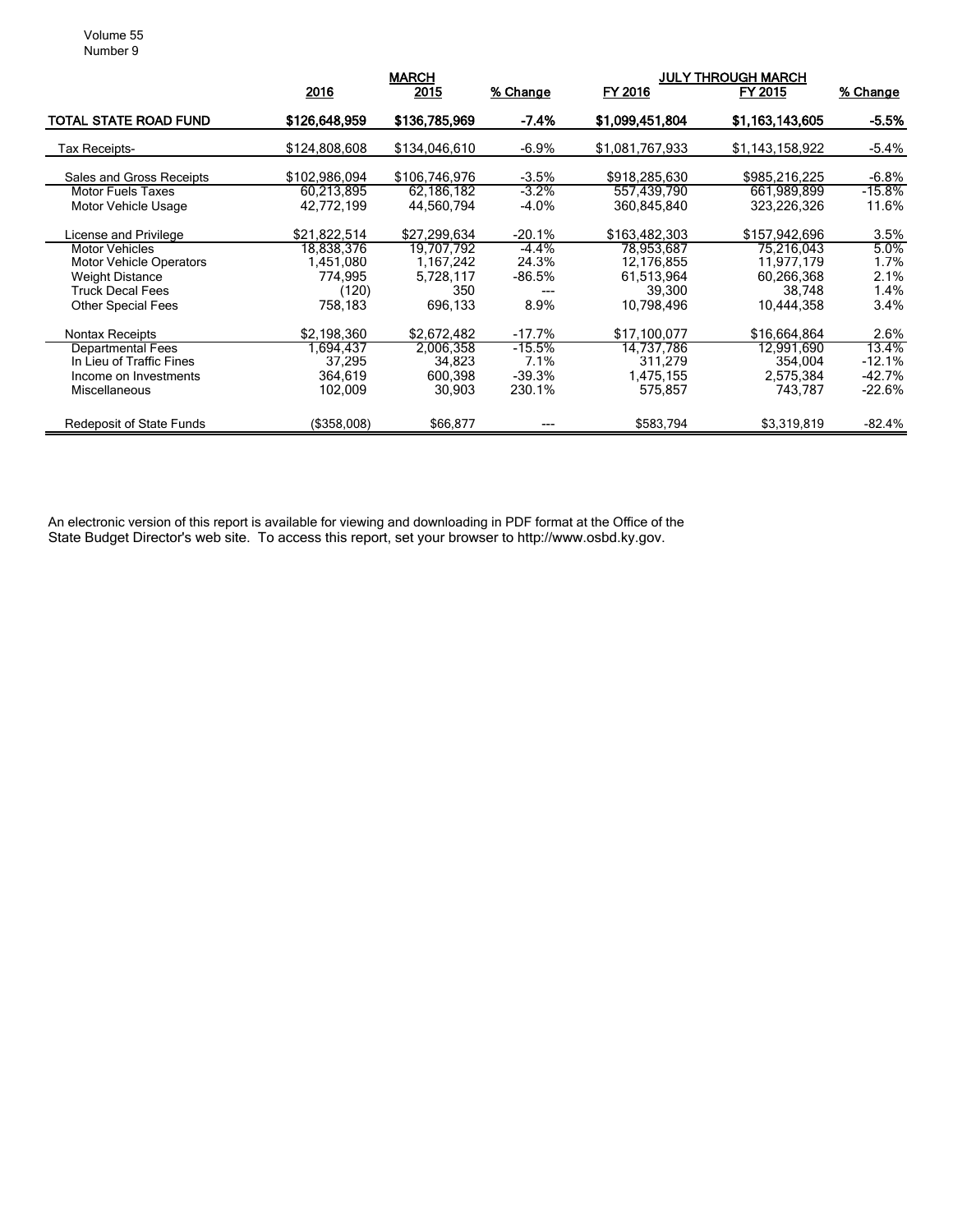| | MARCH | | | JULY THROUGH MARCH | | |
|---|---|---|---|---|---|---|
| | 2016 | 2015 | % Change | FY 2016 | FY 2015 | % Change |
| **TOTAL STATE ROAD FUND** | **$126,648,959** | **$136,785,969** | **-7.4%** | **$1,099,451,804** | **$1,163,143,605** | **-5.5%** |
| Tax Receipts- | $124,808,608 | $134,046,610 | -6.9% | $1,081,767,933 | $1,143,158,922 | -5.4% |
| Sales and Gross Receipts | $102,986,094 | $106,746,976 | -3.5% | $918,285,630 | $985,216,225 | -6.8% |
| Motor Fuels Taxes | 60,213,895 | 62,186,182 | -3.2% | 557,439,790 | 661,989,899 | -15.8% |
| Motor Vehicle Usage | 42,772,199 | 44,560,794 | -4.0% | 360,845,840 | 323,226,326 | 11.6% |
| License and Privilege | $21,822,514 | $27,299,634 | -20.1% | $163,482,303 | $157,942,696 | 3.5% |
| Motor Vehicles | 18,838,376 | 19,707,792 | -4.4% | 78,953,687 | 75,216,043 | 5.0% |
| Motor Vehicle Operators | 1,451,080 | 1,167,242 | 24.3% | 12,176,855 | 11,977,179 | 1.7% |
| Weight Distance | 774,995 | 5,728,117 | -86.5% | 61,513,964 | 60,266,368 | 2.1% |
| Truck Decal Fees | (120) | 350 | --- | 39,300 | 38,748 | 1.4% |
| Other Special Fees | 758,183 | 696,133 | 8.9% | 10,798,496 | 10,444,358 | 3.4% |
| Nontax Receipts | $2,198,360 | $2,672,482 | -17.7% | $17,100,077 | $16,664,864 | 2.6% |
| Departmental Fees | 1,694,437 | 2,006,358 | -15.5% | 14,737,786 | 12,991,690 | 13.4% |
| In Lieu of Traffic Fines | 37,295 | 34,823 | 7.1% | 311,279 | 354,004 | -12.1% |
| Income on Investments | 364,619 | 600,398 | -39.3% | 1,475,155 | 2,575,384 | -42.7% |
| Miscellaneous | 102,009 | 30,903 | 230.1% | 575,857 | 743,787 | -22.6% |
| Redeposit of State Funds | ($358,008) | $66,877 | --- | $583,794 | $3,319,819 | -82.4% |

An electronic version of this report is available for viewing and downloading in PDF format at the Office of the State Budget Director's web site. To access this report, set your browser to http://www.osbd.ky.gov.